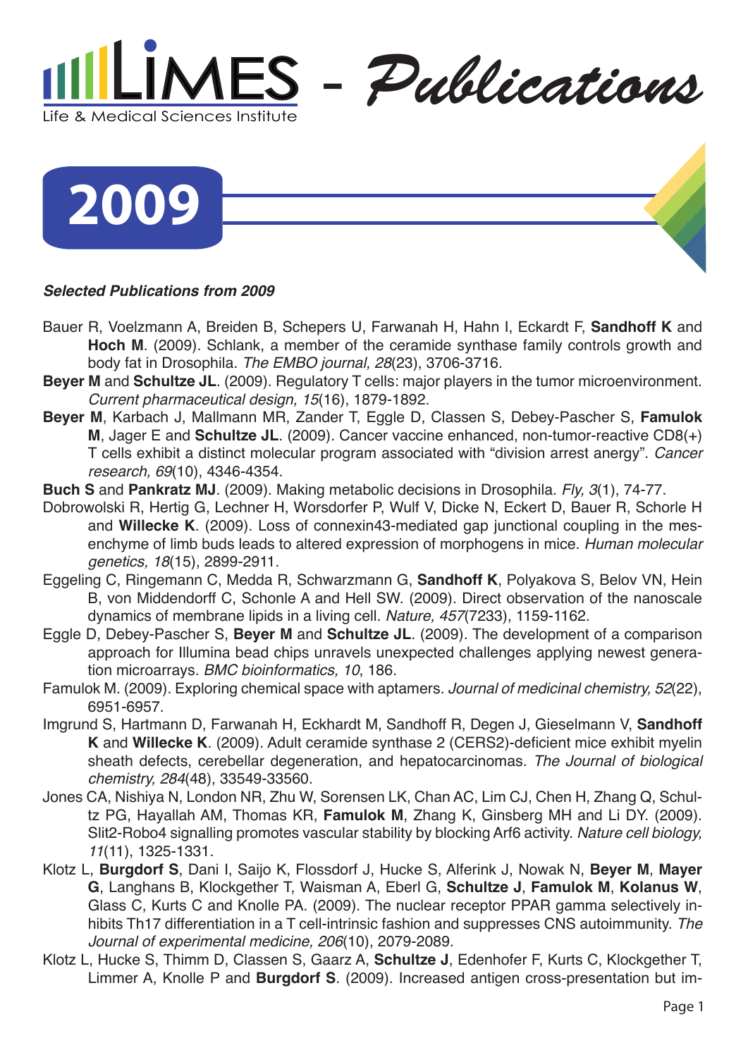# LIMES - *Publications*

Life & Medical Sciences Institute

## 2009

***Selected Publications from 2009***

Bauer R, Voelzmann A, Breiden B, Schepers U, Farwanah H, Hahn I, Eckardt F, **Sandhoff K** and **Hoch M**. (2009). Schlank, a member of the ceramide synthase family controls growth and body fat in Drosophila. *The EMBO journal, 28*(23), 3706-3716.

**Beyer M** and **Schultze JL**. (2009). Regulatory T cells: major players in the tumor microenvironment. *Current pharmaceutical design, 15*(16), 1879-1892.

**Beyer M**, Karbach J, Mallmann MR, Zander T, Eggle D, Classen S, Debey-Pascher S, **Famulok M**, Jager E and **Schultze JL**. (2009). Cancer vaccine enhanced, non-tumor-reactive CD8(+) T cells exhibit a distinct molecular program associated with "division arrest anergy". *Cancer research, 69*(10), 4346-4354.

**Buch S** and **Pankratz MJ**. (2009). Making metabolic decisions in Drosophila. *Fly, 3*(1), 74-77.

Dobrowolski R, Hertig G, Lechner H, Worsdorfer P, Wulf V, Dicke N, Eckert D, Bauer R, Schorle H and **Willecke K**. (2009). Loss of connexin43-mediated gap junctional coupling in the mesenchyme of limb buds leads to altered expression of morphogens in mice. *Human molecular genetics, 18*(15), 2899-2911.

Eggeling C, Ringemann C, Medda R, Schwarzmann G, **Sandhoff K**, Polyakova S, Belov VN, Hein B, von Middendorff C, Schonle A and Hell SW. (2009). Direct observation of the nanoscale dynamics of membrane lipids in a living cell. *Nature, 457*(7233), 1159-1162.

Eggle D, Debey-Pascher S, **Beyer M** and **Schultze JL**. (2009). The development of a comparison approach for Illumina bead chips unravels unexpected challenges applying newest generation microarrays. *BMC bioinformatics, 10*, 186.

Famulok M. (2009). Exploring chemical space with aptamers. *Journal of medicinal chemistry, 52*(22), 6951-6957.

Imgrund S, Hartmann D, Farwanah H, Eckhardt M, Sandhoff R, Degen J, Gieselmann V, **Sandhoff K** and **Willecke K**. (2009). Adult ceramide synthase 2 (CERS2)-deficient mice exhibit myelin sheath defects, cerebellar degeneration, and hepatocarcinomas. *The Journal of biological chemistry, 284*(48), 33549-33560.

Jones CA, Nishiya N, London NR, Zhu W, Sorensen LK, Chan AC, Lim CJ, Chen H, Zhang Q, Schultz PG, Hayallah AM, Thomas KR, **Famulok M**, Zhang K, Ginsberg MH and Li DY. (2009). Slit2-Robo4 signalling promotes vascular stability by blocking Arf6 activity. *Nature cell biology, 11*(11), 1325-1331.

Klotz L, **Burgdorf S**, Dani I, Saijo K, Flossdorf J, Hucke S, Alferink J, Nowak N, **Beyer M**, **Mayer G**, Langhans B, Klockgether T, Waisman A, Eberl G, **Schultze J**, **Famulok M**, **Kolanus W**, Glass C, Kurts C and Knolle PA. (2009). The nuclear receptor PPAR gamma selectively inhibits Th17 differentiation in a T cell-intrinsic fashion and suppresses CNS autoimmunity. *The Journal of experimental medicine, 206*(10), 2079-2089.

Klotz L, Hucke S, Thimm D, Classen S, Gaarz A, **Schultze J**, Edenhofer F, Kurts C, Klockgether T, Limmer A, Knolle P and **Burgdorf S**. (2009). Increased antigen cross-presentation but im-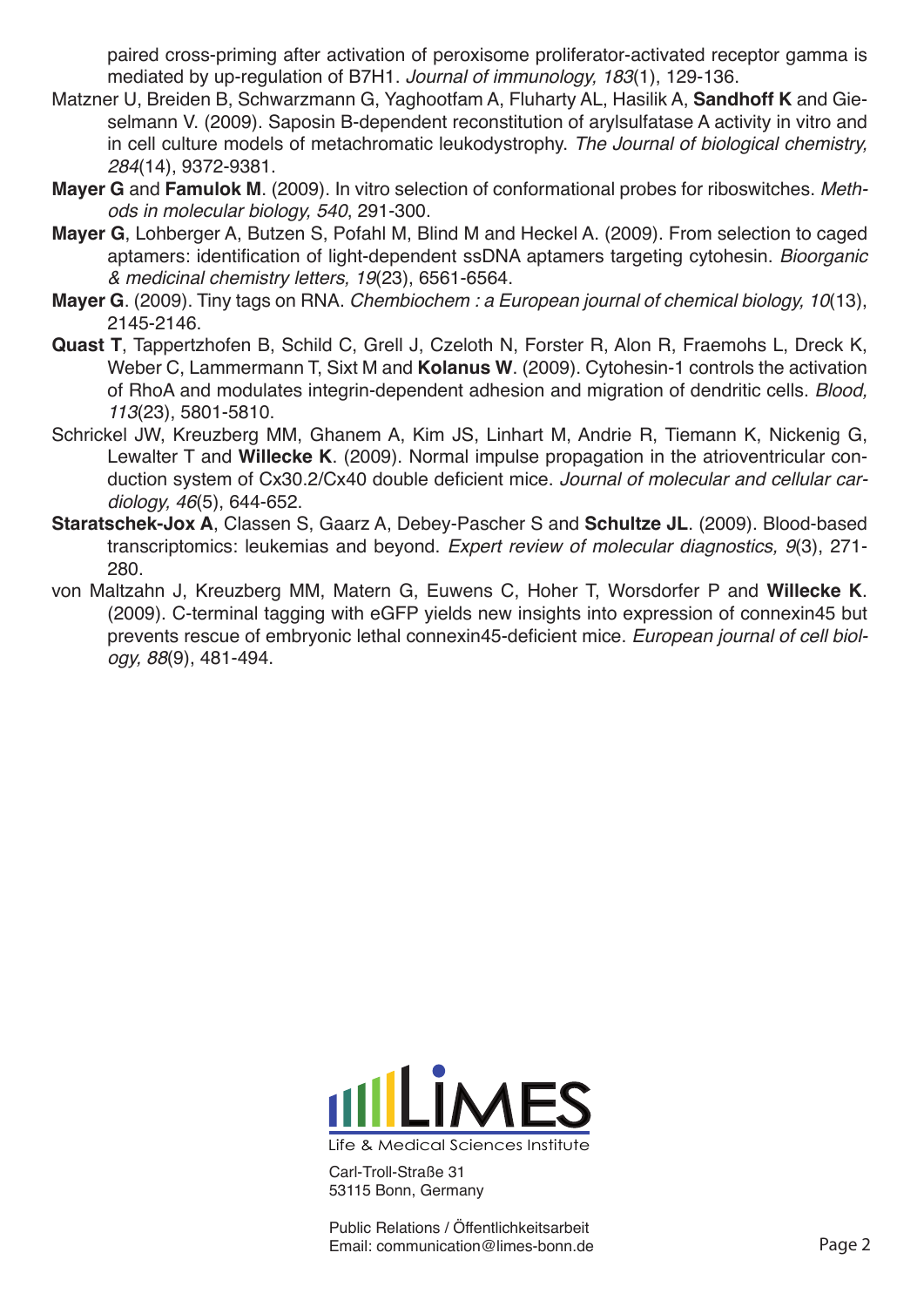paired cross-priming after activation of peroxisome proliferator-activated receptor gamma is mediated by up-regulation of B7H1. *Journal of immunology, 183*(1), 129-136.

Matzner U, Breiden B, Schwarzmann G, Yaghootfam A, Fluharty AL, Hasilik A, **Sandhoff K** and Gieselmann V. (2009). Saposin B-dependent reconstitution of arylsulfatase A activity in vitro and in cell culture models of metachromatic leukodystrophy. *The Journal of biological chemistry, 284*(14), 9372-9381.

**Mayer G** and **Famulok M**. (2009). In vitro selection of conformational probes for riboswitches. *Methods in molecular biology, 540*, 291-300.

**Mayer G**, Lohberger A, Butzen S, Pofahl M, Blind M and Heckel A. (2009). From selection to caged aptamers: identification of light-dependent ssDNA aptamers targeting cytohesin. *Bioorganic & medicinal chemistry letters, 19*(23), 6561-6564.

**Mayer G**. (2009). Tiny tags on RNA. *Chembiochem : a European journal of chemical biology, 10*(13), 2145-2146.

**Quast T**, Tappertzhofen B, Schild C, Grell J, Czeloth N, Forster R, Alon R, Fraemohs L, Dreck K, Weber C, Lammermann T, Sixt M and **Kolanus W**. (2009). Cytohesin-1 controls the activation of RhoA and modulates integrin-dependent adhesion and migration of dendritic cells. *Blood, 113*(23), 5801-5810.

Schrickel JW, Kreuzberg MM, Ghanem A, Kim JS, Linhart M, Andrie R, Tiemann K, Nickenig G, Lewalter T and **Willecke K**. (2009). Normal impulse propagation in the atrioventricular conduction system of Cx30.2/Cx40 double deficient mice. *Journal of molecular and cellular cardiology, 46*(5), 644-652.

**Staratschek-Jox A**, Classen S, Gaarz A, Debey-Pascher S and **Schultze JL**. (2009). Blood-based transcriptomics: leukemias and beyond. *Expert review of molecular diagnostics, 9*(3), 271-280.

von Maltzahn J, Kreuzberg MM, Matern G, Euwens C, Hoher T, Worsdorfer P and **Willecke K**. (2009). C-terminal tagging with eGFP yields new insights into expression of connexin45 but prevents rescue of embryonic lethal connexin45-deficient mice. *European journal of cell biology, 88*(9), 481-494.

LIMES
Life & Medical Sciences Institute

Carl-Troll-Straße 31
53115 Bonn, Germany

Public Relations / Öffentlichkeitsarbeit
Email: communication@limes-bonn.de